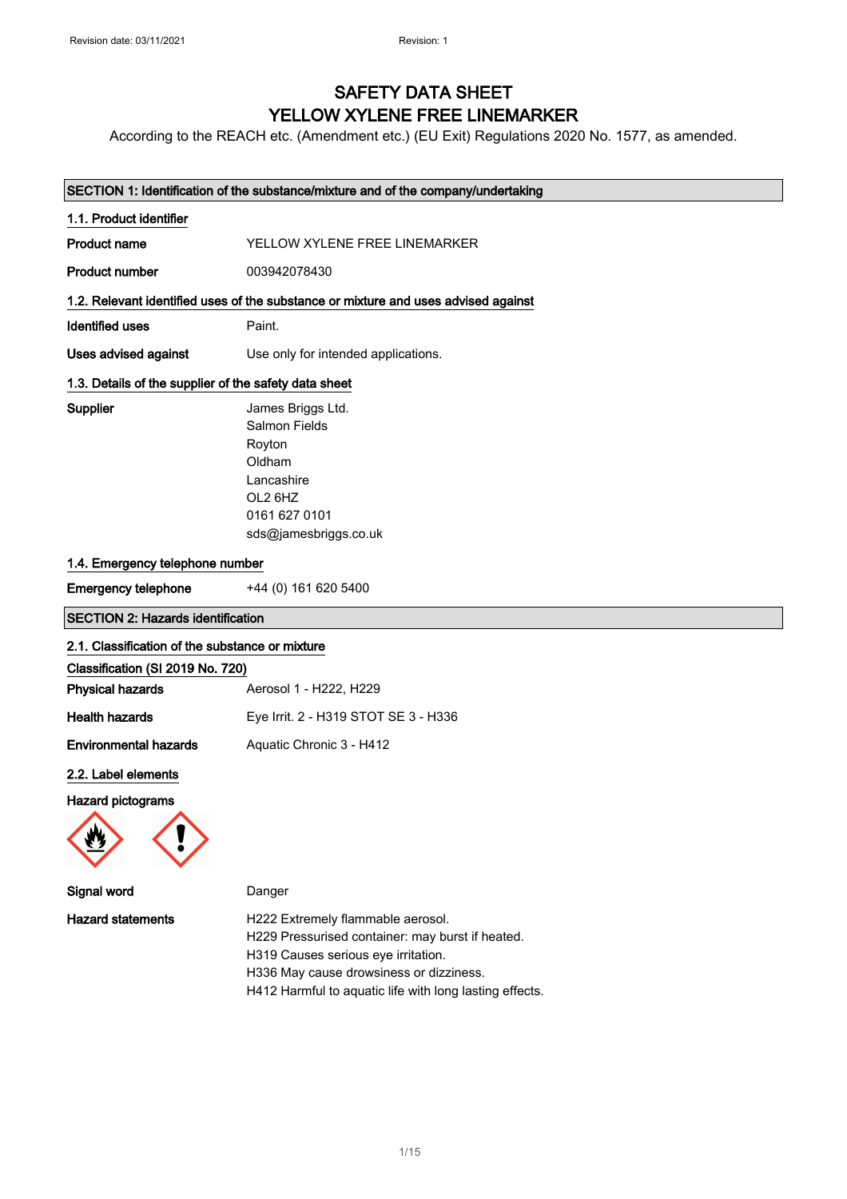# SAFETY DATA SHEET
# YELLOW XYLENE FREE LINEMARKER

According to the REACH etc. (Amendment etc.) (EU Exit) Regulations 2020 No. 1577, as amended.

## SECTION 1: Identification of the substance/mixture and of the company/undertaking

### 1.1. Product identifier

**Product name** YELLOW XYLENE FREE LINEMARKER

**Product number** 003942078430

### 1.2. Relevant identified uses of the substance or mixture and uses advised against

**Identified uses** Paint.

**Uses advised against** Use only for intended applications.

### 1.3. Details of the supplier of the safety data sheet

**Supplier**
James Briggs Ltd.
Salmon Fields
Royton
Oldham
Lancashire
OL2 6HZ
0161 627 0101
sds@jamesbriggs.co.uk

### 1.4. Emergency telephone number

**Emergency telephone** +44 (0) 161 620 5400

## SECTION 2: Hazards identification

### 2.1. Classification of the substance or mixture

**Classification (SI 2019 No. 720)**

**Physical hazards** Aerosol 1 - H222, H229

**Health hazards** Eye Irrit. 2 - H319 STOT SE 3 - H336

**Environmental hazards** Aquatic Chronic 3 - H412

### 2.2. Label elements

**Hazard pictograms**

**Signal word** Danger

**Hazard statements**
H222 Extremely flammable aerosol.
H229 Pressurised container: may burst if heated.
H319 Causes serious eye irritation.
H336 May cause drowsiness or dizziness.
H412 Harmful to aquatic life with long lasting effects.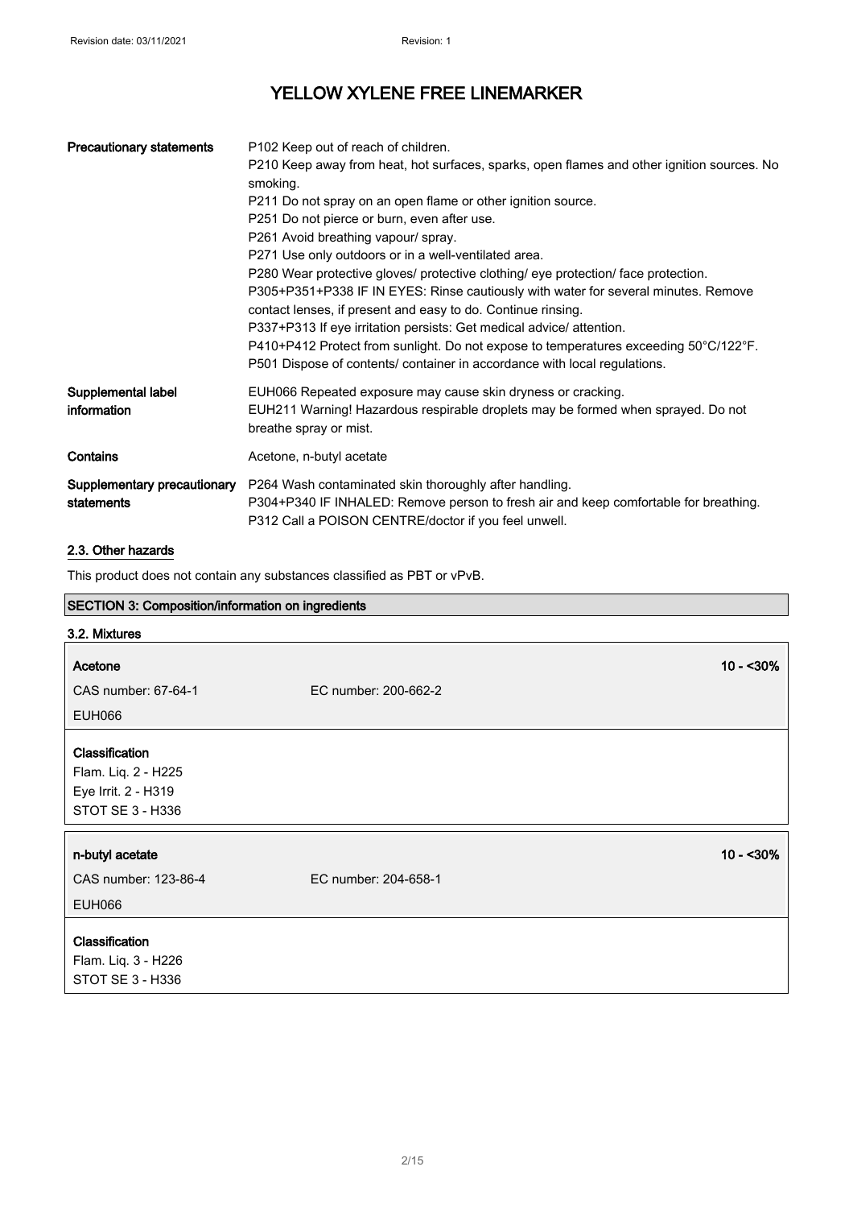| | |
|---|---|
| **Precautionary statements** | P102 Keep out of reach of children.<br>P210 Keep away from heat, hot surfaces, sparks, open flames and other ignition sources. No smoking.<br>P211 Do not spray on an open flame or other ignition source.<br>P251 Do not pierce or burn, even after use.<br>P261 Avoid breathing vapour/ spray.<br>P271 Use only outdoors or in a well-ventilated area.<br>P280 Wear protective gloves/ protective clothing/ eye protection/ face protection.<br>P305+P351+P338 IF IN EYES: Rinse cautiously with water for several minutes. Remove contact lenses, if present and easy to do. Continue rinsing.<br>P337+P313 If eye irritation persists: Get medical advice/ attention.<br>P410+P412 Protect from sunlight. Do not expose to temperatures exceeding 50°C/122°F.<br>P501 Dispose of contents/ container in accordance with local regulations. |
| **Supplemental label information** | EUH066 Repeated exposure may cause skin dryness or cracking.<br>EUH211 Warning! Hazardous respirable droplets may be formed when sprayed. Do not breathe spray or mist. |
| **Contains** | Acetone, n-butyl acetate |
| **Supplementary precautionary statements** | P264 Wash contaminated skin thoroughly after handling.<br>P304+P340 IF INHALED: Remove person to fresh air and keep comfortable for breathing.<br>P312 Call a POISON CENTRE/doctor if you feel unwell. |

## 2.3. Other hazards

This product does not contain any substances classified as PBT or vPvB.

## SECTION 3: Composition/information on ingredients

### 3.2. Mixtures

| **Acetone** | | **10 - <30%** |
|---|---|---|
| CAS number: 67-64-1 | EC number: 200-662-2 | |
| EUH066 | | |

**Classification**
Flam. Liq. 2 - H225
Eye Irrit. 2 - H319
STOT SE 3 - H336

| **n-butyl acetate** | | **10 - <30%** |
|---|---|---|
| CAS number: 123-86-4 | EC number: 204-658-1 | |
| EUH066 | | |

**Classification**
Flam. Liq. 3 - H226
STOT SE 3 - H336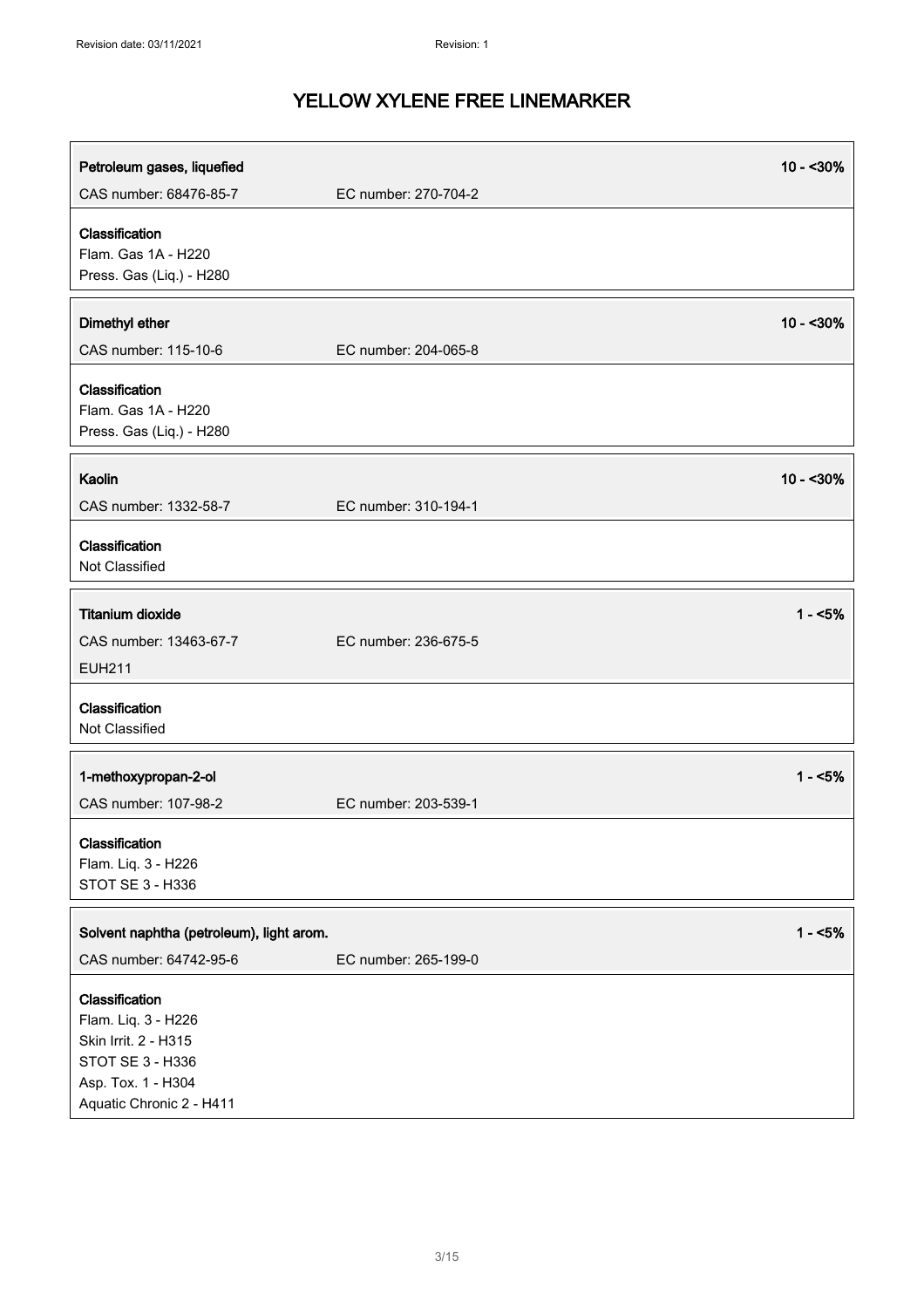| **Petroleum gases, liquefied** | | **10 - <30%** |
|---|---|---|
| CAS number: 68476-85-7 | EC number: 270-704-2 | |

**Classification**
Flam. Gas 1A - H220
Press. Gas (Liq.) - H280

| **Dimethyl ether** | | **10 - <30%** |
|---|---|---|
| CAS number: 115-10-6 | EC number: 204-065-8 | |

**Classification**
Flam. Gas 1A - H220
Press. Gas (Liq.) - H280

| **Kaolin** | | **10 - <30%** |
|---|---|---|
| CAS number: 1332-58-7 | EC number: 310-194-1 | |

**Classification**
Not Classified

| **Titanium dioxide** | | **1 - <5%** |
|---|---|---|
| CAS number: 13463-67-7 | EC number: 236-675-5 | |
| EUH211 | | |

**Classification**
Not Classified

| **1-methoxypropan-2-ol** | | **1 - <5%** |
|---|---|---|
| CAS number: 107-98-2 | EC number: 203-539-1 | |

**Classification**
Flam. Liq. 3 - H226
STOT SE 3 - H336

| **Solvent naphtha (petroleum), light arom.** | | **1 - <5%** |
|---|---|---|
| CAS number: 64742-95-6 | EC number: 265-199-0 | |

**Classification**
Flam. Liq. 3 - H226
Skin Irrit. 2 - H315
STOT SE 3 - H336
Asp. Tox. 1 - H304
Aquatic Chronic 2 - H411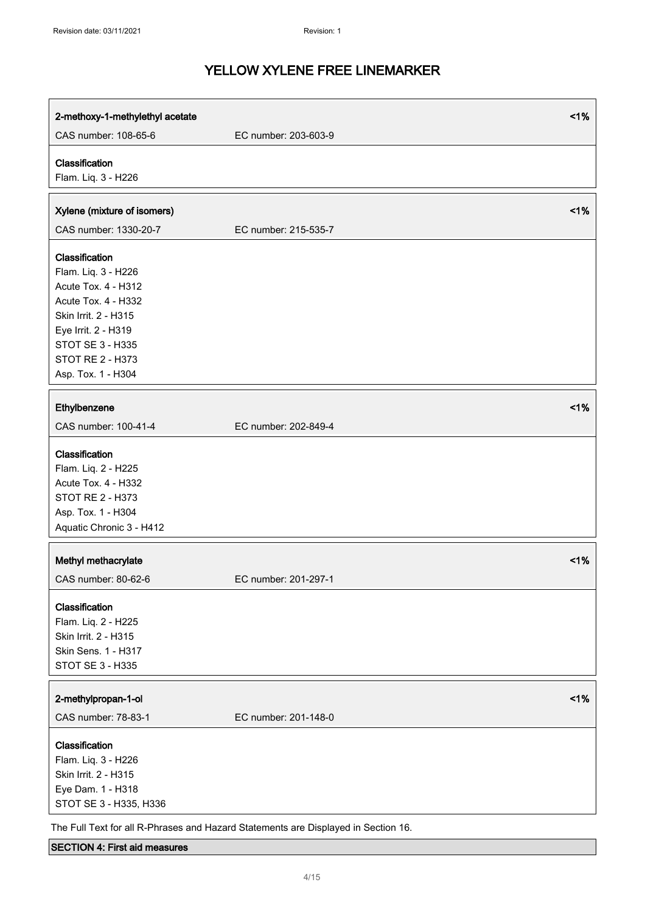| **2-methoxy-1-methylethyl acetate** | | **<1%** |
|---|---|---|
| CAS number: 108-65-6 | EC number: 203-603-9 | |
| **Classification**<br>Flam. Liq. 3 - H226 | | |

| **Xylene (mixture of isomers)** | | **<1%** |
|---|---|---|
| CAS number: 1330-20-7 | EC number: 215-535-7 | |
| **Classification**<br>Flam. Liq. 3 - H226<br>Acute Tox. 4 - H312<br>Acute Tox. 4 - H332<br>Skin Irrit. 2 - H315<br>Eye Irrit. 2 - H319<br>STOT SE 3 - H335<br>STOT RE 2 - H373<br>Asp. Tox. 1 - H304 | | |

| **Ethylbenzene** | | **<1%** |
|---|---|---|
| CAS number: 100-41-4 | EC number: 202-849-4 | |
| **Classification**<br>Flam. Liq. 2 - H225<br>Acute Tox. 4 - H332<br>STOT RE 2 - H373<br>Asp. Tox. 1 - H304<br>Aquatic Chronic 3 - H412 | | |

| **Methyl methacrylate** | | **<1%** |
|---|---|---|
| CAS number: 80-62-6 | EC number: 201-297-1 | |
| **Classification**<br>Flam. Liq. 2 - H225<br>Skin Irrit. 2 - H315<br>Skin Sens. 1 - H317<br>STOT SE 3 - H335 | | |

| **2-methylpropan-1-ol** | | **<1%** |
|---|---|---|
| CAS number: 78-83-1 | EC number: 201-148-0 | |
| **Classification**<br>Flam. Liq. 3 - H226<br>Skin Irrit. 2 - H315<br>Eye Dam. 1 - H318<br>STOT SE 3 - H335, H336 | | |

The Full Text for all R-Phrases and Hazard Statements are Displayed in Section 16.

## SECTION 4: First aid measures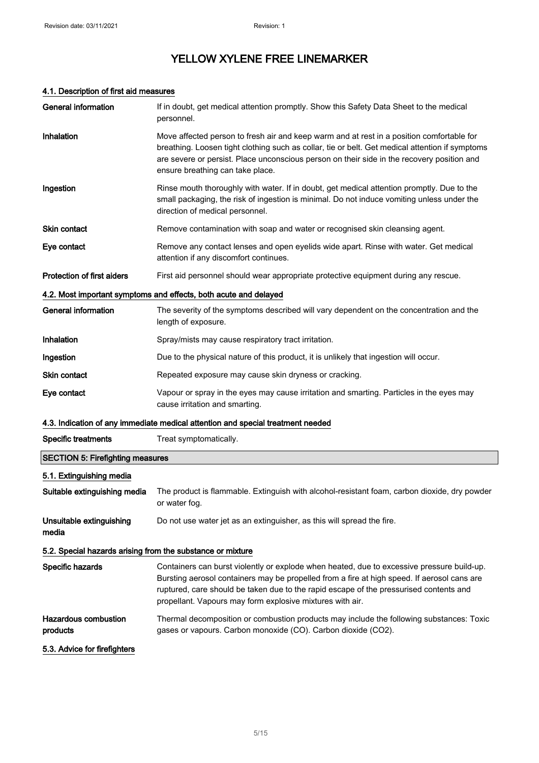# YELLOW XYLENE FREE LINEMARKER

### 4.1. Description of first aid measures

| | |
|---|---|
| **General information** | If in doubt, get medical attention promptly. Show this Safety Data Sheet to the medical personnel. |
| **Inhalation** | Move affected person to fresh air and keep warm and at rest in a position comfortable for breathing. Loosen tight clothing such as collar, tie or belt. Get medical attention if symptoms are severe or persist. Place unconscious person on their side in the recovery position and ensure breathing can take place. |
| **Ingestion** | Rinse mouth thoroughly with water. If in doubt, get medical attention promptly. Due to the small packaging, the risk of ingestion is minimal. Do not induce vomiting unless under the direction of medical personnel. |
| **Skin contact** | Remove contamination with soap and water or recognised skin cleansing agent. |
| **Eye contact** | Remove any contact lenses and open eyelids wide apart. Rinse with water. Get medical attention if any discomfort continues. |
| **Protection of first aiders** | First aid personnel should wear appropriate protective equipment during any rescue. |

### 4.2. Most important symptoms and effects, both acute and delayed

| | |
|---|---|
| **General information** | The severity of the symptoms described will vary dependent on the concentration and the length of exposure. |
| **Inhalation** | Spray/mists may cause respiratory tract irritation. |
| **Ingestion** | Due to the physical nature of this product, it is unlikely that ingestion will occur. |
| **Skin contact** | Repeated exposure may cause skin dryness or cracking. |
| **Eye contact** | Vapour or spray in the eyes may cause irritation and smarting. Particles in the eyes may cause irritation and smarting. |

### 4.3. Indication of any immediate medical attention and special treatment needed

| | |
|---|---|
| **Specific treatments** | Treat symptomatically. |

## SECTION 5: Firefighting measures

### 5.1. Extinguishing media

| | |
|---|---|
| **Suitable extinguishing media** | The product is flammable. Extinguish with alcohol-resistant foam, carbon dioxide, dry powder or water fog. |
| **Unsuitable extinguishing media** | Do not use water jet as an extinguisher, as this will spread the fire. |

### 5.2. Special hazards arising from the substance or mixture

| | |
|---|---|
| **Specific hazards** | Containers can burst violently or explode when heated, due to excessive pressure build-up. Bursting aerosol containers may be propelled from a fire at high speed. If aerosol cans are ruptured, care should be taken due to the rapid escape of the pressurised contents and propellant. Vapours may form explosive mixtures with air. |
| **Hazardous combustion products** | Thermal decomposition or combustion products may include the following substances: Toxic gases or vapours. Carbon monoxide (CO). Carbon dioxide ($CO_2$). |

### 5.3. Advice for firefighters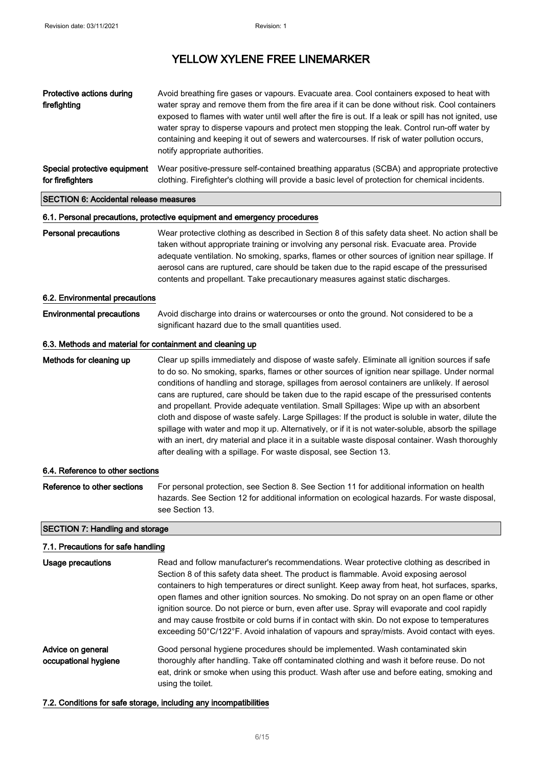| | |
|---|---|
| **Protective actions during firefighting** | Avoid breathing fire gases or vapours. Evacuate area. Cool containers exposed to heat with water spray and remove them from the fire area if it can be done without risk. Cool containers exposed to flames with water until well after the fire is out. If a leak or spill has not ignited, use water spray to disperse vapours and protect men stopping the leak. Control run-off water by containing and keeping it out of sewers and watercourses. If risk of water pollution occurs, notify appropriate authorities. |
| **Special protective equipment for firefighters** | Wear positive-pressure self-contained breathing apparatus (SCBA) and appropriate protective clothing. Firefighter's clothing will provide a basic level of protection for chemical incidents. |

## SECTION 6: Accidental release measures

### 6.1. Personal precautions, protective equipment and emergency procedures

| | |
|---|---|
| **Personal precautions** | Wear protective clothing as described in Section 8 of this safety data sheet. No action shall be taken without appropriate training or involving any personal risk. Evacuate area. Provide adequate ventilation. No smoking, sparks, flames or other sources of ignition near spillage. If aerosol cans are ruptured, care should be taken due to the rapid escape of the pressurised contents and propellant. Take precautionary measures against static discharges. |

### 6.2. Environmental precautions

| | |
|---|---|
| **Environmental precautions** | Avoid discharge into drains or watercourses or onto the ground. Not considered to be a significant hazard due to the small quantities used. |

### 6.3. Methods and material for containment and cleaning up

| | |
|---|---|
| **Methods for cleaning up** | Clear up spills immediately and dispose of waste safely. Eliminate all ignition sources if safe to do so. No smoking, sparks, flames or other sources of ignition near spillage. Under normal conditions of handling and storage, spillages from aerosol containers are unlikely. If aerosol cans are ruptured, care should be taken due to the rapid escape of the pressurised contents and propellant. Provide adequate ventilation. Small Spillages: Wipe up with an absorbent cloth and dispose of waste safely. Large Spillages: If the product is soluble in water, dilute the spillage with water and mop it up. Alternatively, or if it is not water-soluble, absorb the spillage with an inert, dry material and place it in a suitable waste disposal container. Wash thoroughly after dealing with a spillage. For waste disposal, see Section 13. |

### 6.4. Reference to other sections

| | |
|---|---|
| **Reference to other sections** | For personal protection, see Section 8. See Section 11 for additional information on health hazards. See Section 12 for additional information on ecological hazards. For waste disposal, see Section 13. |

## SECTION 7: Handling and storage

### 7.1. Precautions for safe handling

| | |
|---|---|
| **Usage precautions** | Read and follow manufacturer's recommendations. Wear protective clothing as described in Section 8 of this safety data sheet. The product is flammable. Avoid exposing aerosol containers to high temperatures or direct sunlight. Keep away from heat, hot surfaces, sparks, open flames and other ignition sources. No smoking. Do not spray on an open flame or other ignition source. Do not pierce or burn, even after use. Spray will evaporate and cool rapidly and may cause frostbite or cold burns if in contact with skin. Do not expose to temperatures exceeding 50°C/122°F. Avoid inhalation of vapours and spray/mists. Avoid contact with eyes. |
| **Advice on general occupational hygiene** | Good personal hygiene procedures should be implemented. Wash contaminated skin thoroughly after handling. Take off contaminated clothing and wash it before reuse. Do not eat, drink or smoke when using this product. Wash after use and before eating, smoking and using the toilet. |

### 7.2. Conditions for safe storage, including any incompatibilities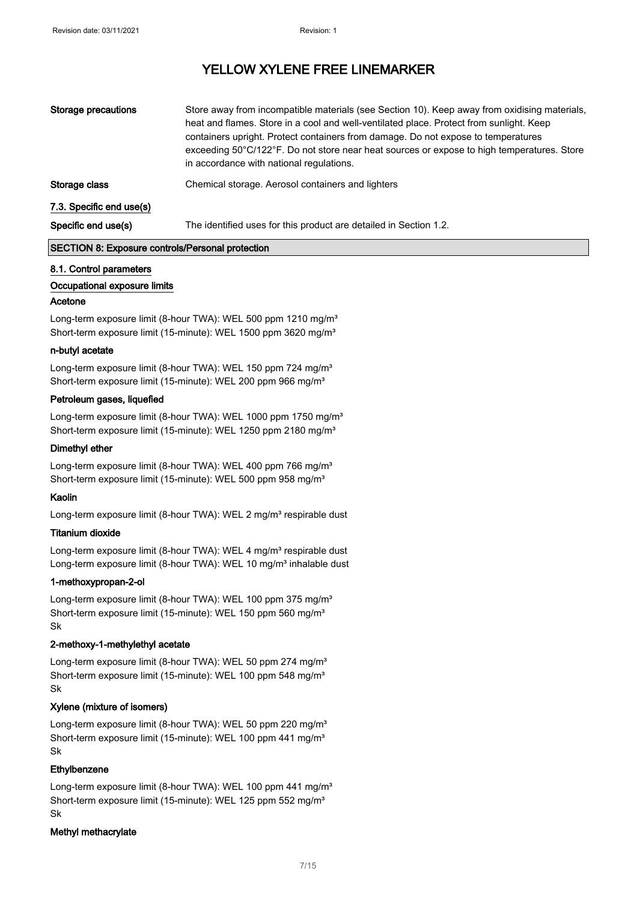# YELLOW XYLENE FREE LINEMARKER

| | |
|---|---|
| **Storage precautions** | Store away from incompatible materials (see Section 10). Keep away from oxidising materials, heat and flames. Store in a cool and well-ventilated place. Protect from sunlight. Keep containers upright. Protect containers from damage. Do not expose to temperatures exceeding 50°C/122°F. Do not store near heat sources or expose to high temperatures. Store in accordance with national regulations. |
| **Storage class** | Chemical storage. Aerosol containers and lighters |

### 7.3. Specific end use(s)

| | |
|---|---|
| **Specific end use(s)** | The identified uses for this product are detailed in Section 1.2. |

## SECTION 8: Exposure controls/Personal protection

### 8.1. Control parameters

#### Occupational exposure limits

**Acetone**

Long-term exposure limit (8-hour TWA): WEL 500 ppm 1210 mg/m³
Short-term exposure limit (15-minute): WEL 1500 ppm 3620 mg/m³

**n-butyl acetate**

Long-term exposure limit (8-hour TWA): WEL 150 ppm 724 mg/m³
Short-term exposure limit (15-minute): WEL 200 ppm 966 mg/m³

**Petroleum gases, liquefied**

Long-term exposure limit (8-hour TWA): WEL 1000 ppm 1750 mg/m³
Short-term exposure limit (15-minute): WEL 1250 ppm 2180 mg/m³

**Dimethyl ether**

Long-term exposure limit (8-hour TWA): WEL 400 ppm 766 mg/m³
Short-term exposure limit (15-minute): WEL 500 ppm 958 mg/m³

**Kaolin**

Long-term exposure limit (8-hour TWA): WEL 2 mg/m³ respirable dust

**Titanium dioxide**

Long-term exposure limit (8-hour TWA): WEL 4 mg/m³ respirable dust
Long-term exposure limit (8-hour TWA): WEL 10 mg/m³ inhalable dust

**1-methoxypropan-2-ol**

Long-term exposure limit (8-hour TWA): WEL 100 ppm 375 mg/m³
Short-term exposure limit (15-minute): WEL 150 ppm 560 mg/m³
Sk

**2-methoxy-1-methylethyl acetate**

Long-term exposure limit (8-hour TWA): WEL 50 ppm 274 mg/m³
Short-term exposure limit (15-minute): WEL 100 ppm 548 mg/m³
Sk

**Xylene (mixture of isomers)**

Long-term exposure limit (8-hour TWA): WEL 50 ppm 220 mg/m³
Short-term exposure limit (15-minute): WEL 100 ppm 441 mg/m³
Sk

**Ethylbenzene**

Long-term exposure limit (8-hour TWA): WEL 100 ppm 441 mg/m³
Short-term exposure limit (15-minute): WEL 125 ppm 552 mg/m³
Sk

**Methyl methacrylate**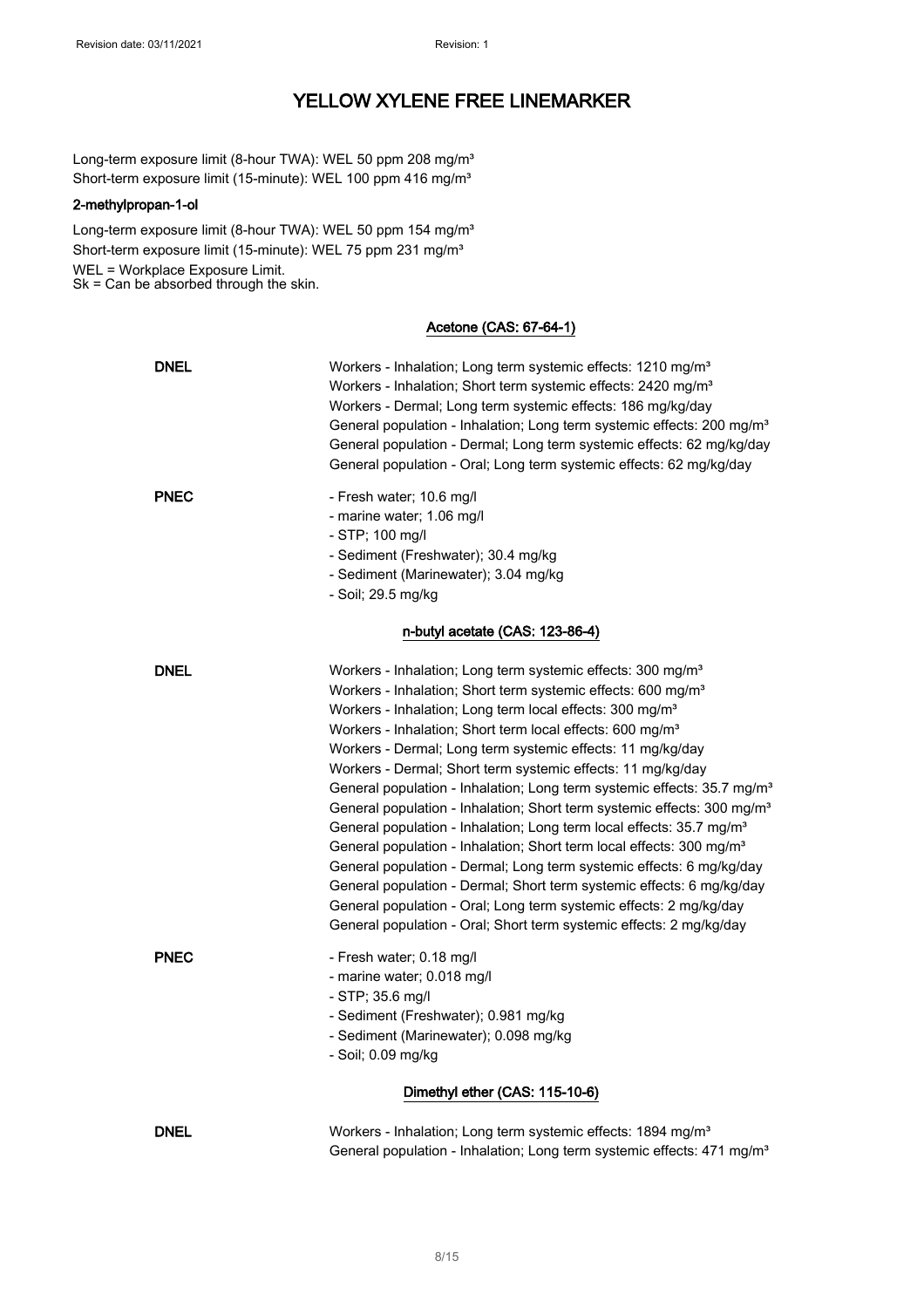Long-term exposure limit (8-hour TWA): WEL 50 ppm 208 mg/m³
Short-term exposure limit (15-minute): WEL 100 ppm 416 mg/m³

**2-methylpropan-1-ol**

Long-term exposure limit (8-hour TWA): WEL 50 ppm 154 mg/m³
Short-term exposure limit (15-minute): WEL 75 ppm 231 mg/m³
WEL = Workplace Exposure Limit.
Sk = Can be absorbed through the skin.

**Acetone (CAS: 67-64-1)**

**DNEL**
Workers - Inhalation; Long term systemic effects: 1210 mg/m³
Workers - Inhalation; Short term systemic effects: 2420 mg/m³
Workers - Dermal; Long term systemic effects: 186 mg/kg/day
General population - Inhalation; Long term systemic effects: 200 mg/m³
General population - Dermal; Long term systemic effects: 62 mg/kg/day
General population - Oral; Long term systemic effects: 62 mg/kg/day

**PNEC**
- Fresh water; 10.6 mg/l
- marine water; 1.06 mg/l
- STP; 100 mg/l
- Sediment (Freshwater); 30.4 mg/kg
- Sediment (Marinewater); 3.04 mg/kg
- Soil; 29.5 mg/kg

**n-butyl acetate (CAS: 123-86-4)**

**DNEL**
Workers - Inhalation; Long term systemic effects: 300 mg/m³
Workers - Inhalation; Short term systemic effects: 600 mg/m³
Workers - Inhalation; Long term local effects: 300 mg/m³
Workers - Inhalation; Short term local effects: 600 mg/m³
Workers - Dermal; Long term systemic effects: 11 mg/kg/day
Workers - Dermal; Short term systemic effects: 11 mg/kg/day
General population - Inhalation; Long term systemic effects: 35.7 mg/m³
General population - Inhalation; Short term systemic effects: 300 mg/m³
General population - Inhalation; Long term local effects: 35.7 mg/m³
General population - Inhalation; Short term local effects: 300 mg/m³
General population - Dermal; Long term systemic effects: 6 mg/kg/day
General population - Dermal; Short term systemic effects: 6 mg/kg/day
General population - Oral; Long term systemic effects: 2 mg/kg/day
General population - Oral; Short term systemic effects: 2 mg/kg/day

**PNEC**
- Fresh water; 0.18 mg/l
- marine water; 0.018 mg/l
- STP; 35.6 mg/l
- Sediment (Freshwater); 0.981 mg/kg
- Sediment (Marinewater); 0.098 mg/kg
- Soil; 0.09 mg/kg

**Dimethyl ether (CAS: 115-10-6)**

**DNEL**
Workers - Inhalation; Long term systemic effects: 1894 mg/m³
General population - Inhalation; Long term systemic effects: 471 mg/m³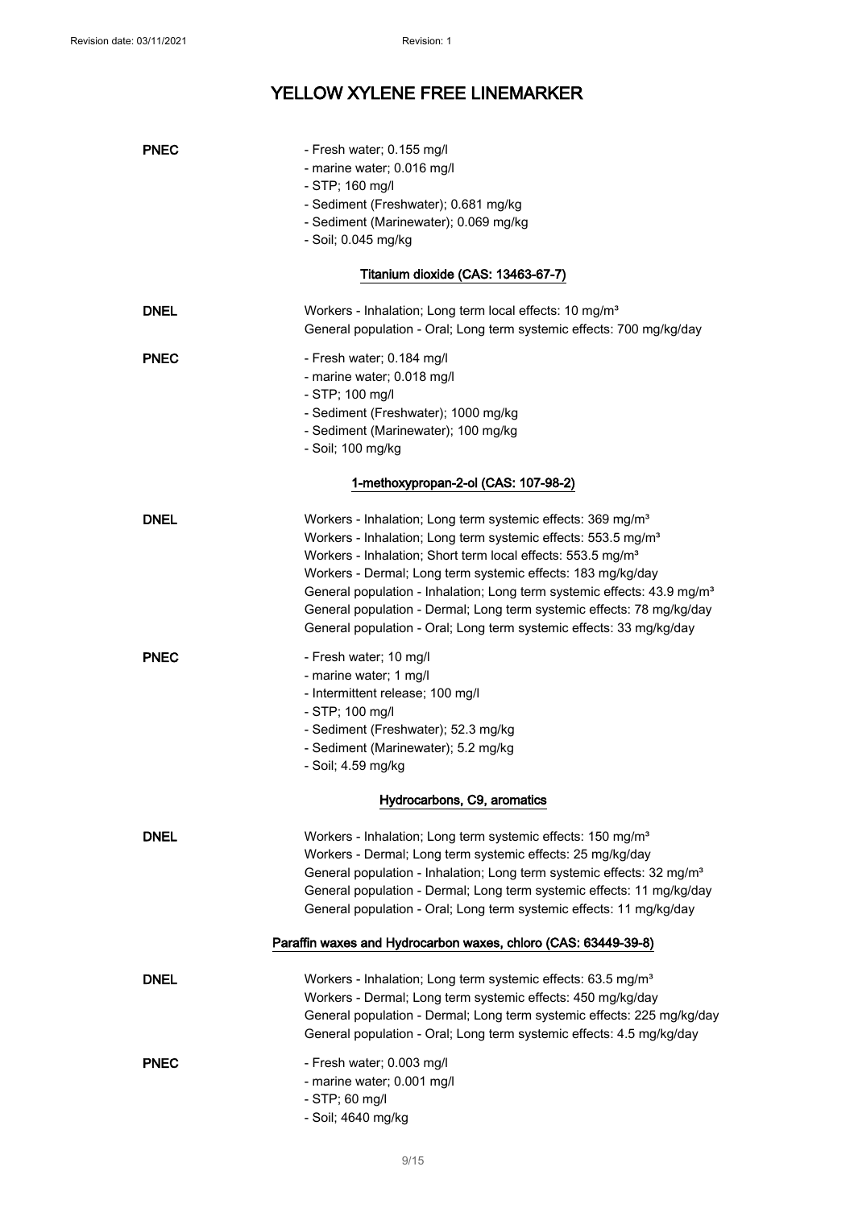**PNEC**

- Fresh water; 0.155 mg/l
- marine water; 0.016 mg/l
- STP; 160 mg/l
- Sediment (Freshwater); 0.681 mg/kg
- Sediment (Marinewater); 0.069 mg/kg
- Soil; 0.045 mg/kg

#### Titanium dioxide (CAS: 13463-67-7)

**DNEL**

Workers - Inhalation; Long term local effects: 10 mg/m³
General population - Oral; Long term systemic effects: 700 mg/kg/day

**PNEC**

- Fresh water; 0.184 mg/l
- marine water; 0.018 mg/l
- STP; 100 mg/l
- Sediment (Freshwater); 1000 mg/kg
- Sediment (Marinewater); 100 mg/kg
- Soil; 100 mg/kg

#### 1-methoxypropan-2-ol (CAS: 107-98-2)

**DNEL**

Workers - Inhalation; Long term systemic effects: 369 mg/m³
Workers - Inhalation; Long term systemic effects: 553.5 mg/m³
Workers - Inhalation; Short term local effects: 553.5 mg/m³
Workers - Dermal; Long term systemic effects: 183 mg/kg/day
General population - Inhalation; Long term systemic effects: 43.9 mg/m³
General population - Dermal; Long term systemic effects: 78 mg/kg/day
General population - Oral; Long term systemic effects: 33 mg/kg/day

**PNEC**

- Fresh water; 10 mg/l
- marine water; 1 mg/l
- Intermittent release; 100 mg/l
- STP; 100 mg/l
- Sediment (Freshwater); 52.3 mg/kg
- Sediment (Marinewater); 5.2 mg/kg
- Soil; 4.59 mg/kg

#### Hydrocarbons, C9, aromatics

**DNEL**

Workers - Inhalation; Long term systemic effects: 150 mg/m³
Workers - Dermal; Long term systemic effects: 25 mg/kg/day
General population - Inhalation; Long term systemic effects: 32 mg/m³
General population - Dermal; Long term systemic effects: 11 mg/kg/day
General population - Oral; Long term systemic effects: 11 mg/kg/day

#### Paraffin waxes and Hydrocarbon waxes, chloro (CAS: 63449-39-8)

**DNEL**

Workers - Inhalation; Long term systemic effects: 63.5 mg/m³
Workers - Dermal; Long term systemic effects: 450 mg/kg/day
General population - Dermal; Long term systemic effects: 225 mg/kg/day
General population - Oral; Long term systemic effects: 4.5 mg/kg/day

**PNEC**

- Fresh water; 0.003 mg/l
- marine water; 0.001 mg/l
- STP; 60 mg/l
- Soil; 4640 mg/kg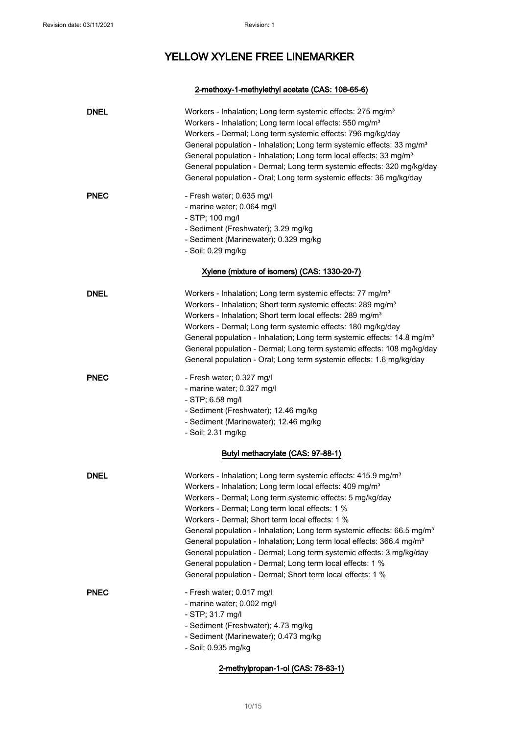### 2-methoxy-1-methylethyl acetate (CAS: 108-65-6)

**DNEL**

Workers - Inhalation; Long term systemic effects: 275 mg/m³
Workers - Inhalation; Long term local effects: 550 mg/m³
Workers - Dermal; Long term systemic effects: 796 mg/kg/day
General population - Inhalation; Long term systemic effects: 33 mg/m³
General population - Inhalation; Long term local effects: 33 mg/m³
General population - Dermal; Long term systemic effects: 320 mg/kg/day
General population - Oral; Long term systemic effects: 36 mg/kg/day

**PNEC**

- Fresh water; 0.635 mg/l
- marine water; 0.064 mg/l
- STP; 100 mg/l
- Sediment (Freshwater); 3.29 mg/kg
- Sediment (Marinewater); 0.329 mg/kg
- Soil; 0.29 mg/kg

### Xylene (mixture of isomers) (CAS: 1330-20-7)

**DNEL**

Workers - Inhalation; Long term systemic effects: 77 mg/m³
Workers - Inhalation; Short term systemic effects: 289 mg/m³
Workers - Inhalation; Short term local effects: 289 mg/m³
Workers - Dermal; Long term systemic effects: 180 mg/kg/day
General population - Inhalation; Long term systemic effects: 14.8 mg/m³
General population - Dermal; Long term systemic effects: 108 mg/kg/day
General population - Oral; Long term systemic effects: 1.6 mg/kg/day

**PNEC**

- Fresh water; 0.327 mg/l
- marine water; 0.327 mg/l
- STP; 6.58 mg/l
- Sediment (Freshwater); 12.46 mg/kg
- Sediment (Marinewater); 12.46 mg/kg
- Soil; 2.31 mg/kg

### Butyl methacrylate (CAS: 97-88-1)

**DNEL**

Workers - Inhalation; Long term systemic effects: 415.9 mg/m³
Workers - Inhalation; Long term local effects: 409 mg/m³
Workers - Dermal; Long term systemic effects: 5 mg/kg/day
Workers - Dermal; Long term local effects: 1 %
Workers - Dermal; Short term local effects: 1 %
General population - Inhalation; Long term systemic effects: 66.5 mg/m³
General population - Inhalation; Long term local effects: 366.4 mg/m³
General population - Dermal; Long term systemic effects: 3 mg/kg/day
General population - Dermal; Long term local effects: 1 %
General population - Dermal; Short term local effects: 1 %

**PNEC**

- Fresh water; 0.017 mg/l
- marine water; 0.002 mg/l
- STP; 31.7 mg/l
- Sediment (Freshwater); 4.73 mg/kg
- Sediment (Marinewater); 0.473 mg/kg
- Soil; 0.935 mg/kg

### 2-methylpropan-1-ol (CAS: 78-83-1)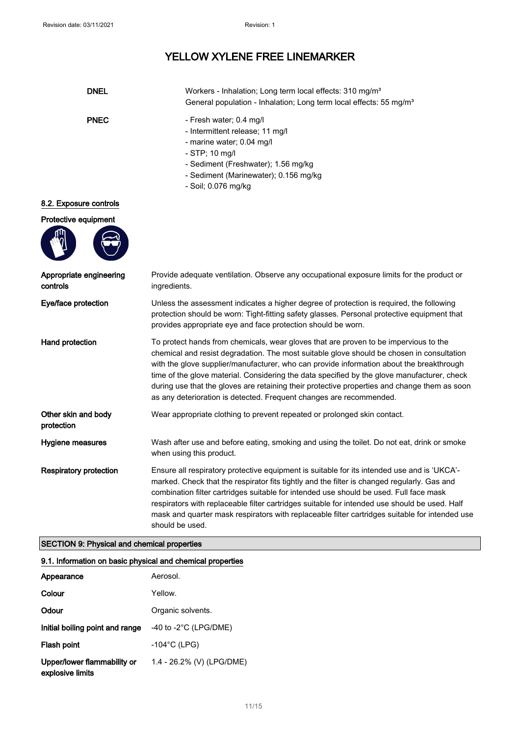| | |
|---|---|
| **DNEL** | Workers - Inhalation; Long term local effects: 310 mg/m³<br>General population - Inhalation; Long term local effects: 55 mg/m³ |
| **PNEC** | - Fresh water; 0.4 mg/l<br>- Intermittent release; 11 mg/l<br>- marine water; 0.04 mg/l<br>- STP; 10 mg/l<br>- Sediment (Freshwater); 1.56 mg/kg<br>- Sediment (Marinewater); 0.156 mg/kg<br>- Soil; 0.076 mg/kg |

### 8.2. Exposure controls

**Protective equipment**

| | |
|---|---|
| **Appropriate engineering controls** | Provide adequate ventilation. Observe any occupational exposure limits for the product or ingredients. |
| **Eye/face protection** | Unless the assessment indicates a higher degree of protection is required, the following protection should be worn: Tight-fitting safety glasses. Personal protective equipment that provides appropriate eye and face protection should be worn. |
| **Hand protection** | To protect hands from chemicals, wear gloves that are proven to be impervious to the chemical and resist degradation. The most suitable glove should be chosen in consultation with the glove supplier/manufacturer, who can provide information about the breakthrough time of the glove material. Considering the data specified by the glove manufacturer, check during use that the gloves are retaining their protective properties and change them as soon as any deterioration is detected. Frequent changes are recommended. |
| **Other skin and body protection** | Wear appropriate clothing to prevent repeated or prolonged skin contact. |
| **Hygiene measures** | Wash after use and before eating, smoking and using the toilet. Do not eat, drink or smoke when using this product. |
| **Respiratory protection** | Ensure all respiratory protective equipment is suitable for its intended use and is 'UKCA'-marked. Check that the respirator fits tightly and the filter is changed regularly. Gas and combination filter cartridges suitable for intended use should be used. Full face mask respirators with replaceable filter cartridges suitable for intended use should be used. Half mask and quarter mask respirators with replaceable filter cartridges suitable for intended use should be used. |

## SECTION 9: Physical and chemical properties

### 9.1. Information on basic physical and chemical properties

| | |
|---|---|
| **Appearance** | Aerosol. |
| **Colour** | Yellow. |
| **Odour** | Organic solvents. |
| **Initial boiling point and range** | -40 to -2°C (LPG/DME) |
| **Flash point** | -104°C (LPG) |
| **Upper/lower flammability or explosive limits** | 1.4 - 26.2% (V) (LPG/DME) |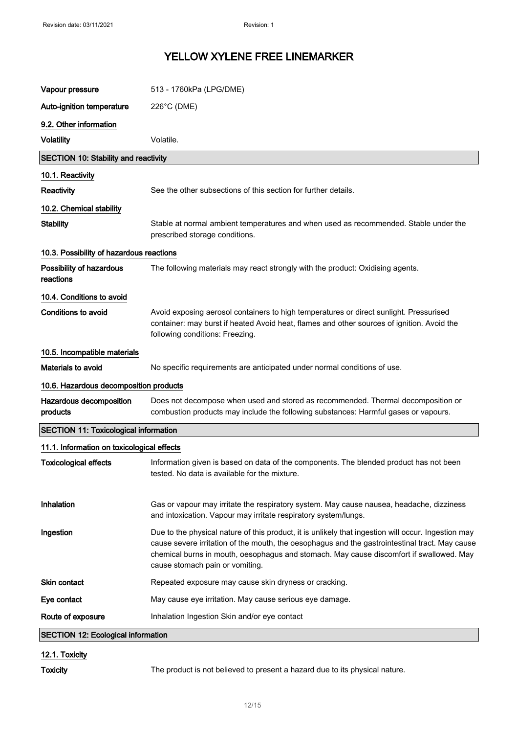| | |
|---|---|
| **Vapour pressure** | 513 - 1760kPa (LPG/DME) |
| **Auto-ignition temperature** | 226°C (DME) |

### 9.2. Other information

| | |
|---|---|
| **Volatility** | Volatile. |

## SECTION 10: Stability and reactivity

### 10.1. Reactivity

| | |
|---|---|
| **Reactivity** | See the other subsections of this section for further details. |

### 10.2. Chemical stability

| | |
|---|---|
| **Stability** | Stable at normal ambient temperatures and when used as recommended. Stable under the prescribed storage conditions. |

### 10.3. Possibility of hazardous reactions

| | |
|---|---|
| **Possibility of hazardous reactions** | The following materials may react strongly with the product: Oxidising agents. |

### 10.4. Conditions to avoid

| | |
|---|---|
| **Conditions to avoid** | Avoid exposing aerosol containers to high temperatures or direct sunlight. Pressurised container: may burst if heated Avoid heat, flames and other sources of ignition. Avoid the following conditions: Freezing. |

### 10.5. Incompatible materials

| | |
|---|---|
| **Materials to avoid** | No specific requirements are anticipated under normal conditions of use. |

### 10.6. Hazardous decomposition products

| | |
|---|---|
| **Hazardous decomposition products** | Does not decompose when used and stored as recommended. Thermal decomposition or combustion products may include the following substances: Harmful gases or vapours. |

## SECTION 11: Toxicological information

### 11.1. Information on toxicological effects

| | |
|---|---|
| **Toxicological effects** | Information given is based on data of the components. The blended product has not been tested. No data is available for the mixture. |
| **Inhalation** | Gas or vapour may irritate the respiratory system. May cause nausea, headache, dizziness and intoxication. Vapour may irritate respiratory system/lungs. |
| **Ingestion** | Due to the physical nature of this product, it is unlikely that ingestion will occur. Ingestion may cause severe irritation of the mouth, the oesophagus and the gastrointestinal tract. May cause chemical burns in mouth, oesophagus and stomach. May cause discomfort if swallowed. May cause stomach pain or vomiting. |
| **Skin contact** | Repeated exposure may cause skin dryness or cracking. |
| **Eye contact** | May cause eye irritation. May cause serious eye damage. |
| **Route of exposure** | Inhalation Ingestion Skin and/or eye contact |

## SECTION 12: Ecological information

### 12.1. Toxicity

| | |
|---|---|
| **Toxicity** | The product is not believed to present a hazard due to its physical nature. |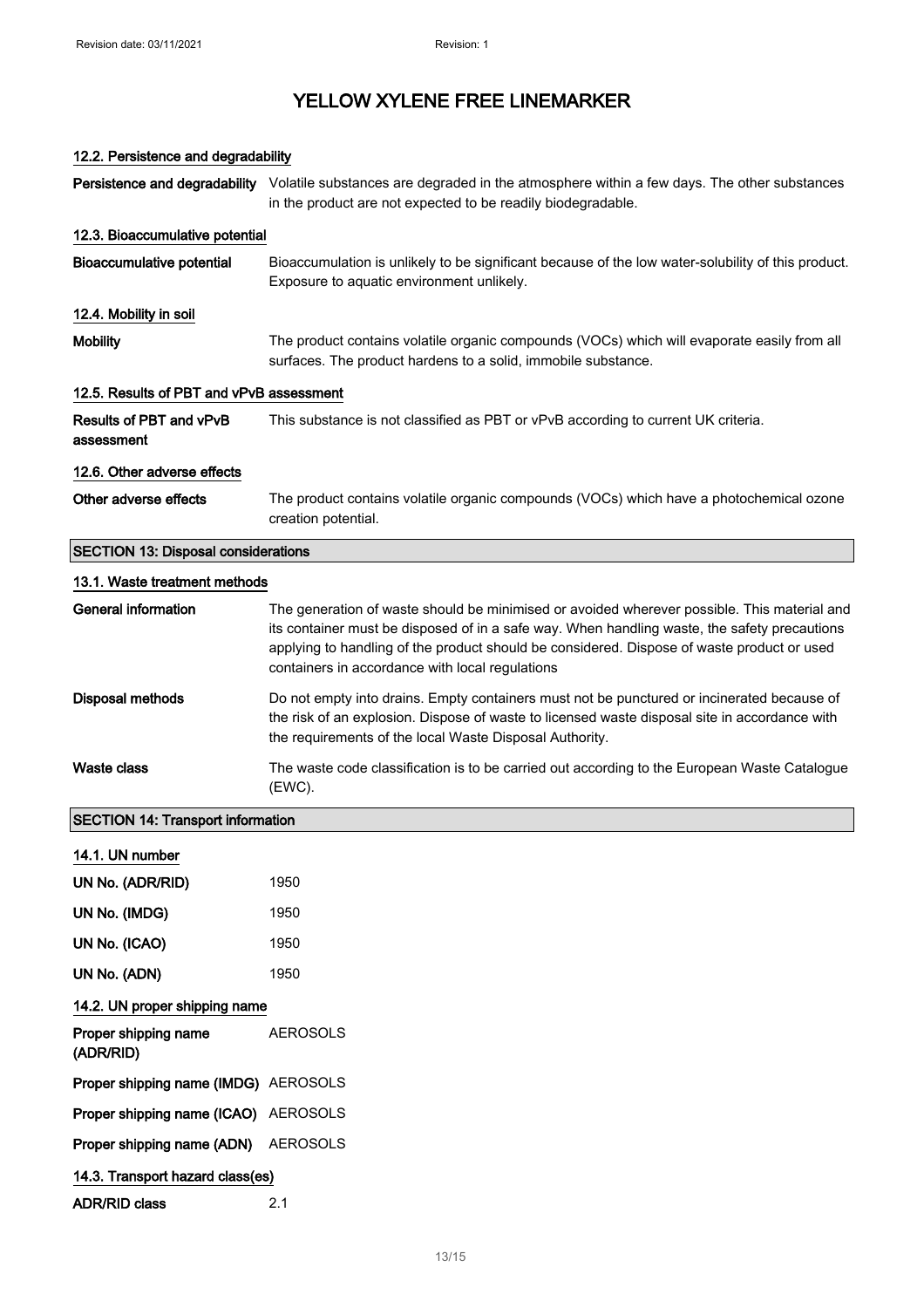#### 12.2. Persistence and degradability

**Persistence and degradability** Volatile substances are degraded in the atmosphere within a few days. The other substances in the product are not expected to be readily biodegradable.

#### 12.3. Bioaccumulative potential

**Bioaccumulative potential** Bioaccumulation is unlikely to be significant because of the low water-solubility of this product. Exposure to aquatic environment unlikely.

#### 12.4. Mobility in soil

**Mobility** The product contains volatile organic compounds (VOCs) which will evaporate easily from all surfaces. The product hardens to a solid, immobile substance.

#### 12.5. Results of PBT and vPvB assessment

**Results of PBT and vPvB assessment** This substance is not classified as PBT or vPvB according to current UK criteria.

#### 12.6. Other adverse effects

**Other adverse effects** The product contains volatile organic compounds (VOCs) which have a photochemical ozone creation potential.

## SECTION 13: Disposal considerations

#### 13.1. Waste treatment methods

**General information** The generation of waste should be minimised or avoided wherever possible. This material and its container must be disposed of in a safe way. When handling waste, the safety precautions applying to handling of the product should be considered. Dispose of waste product or used containers in accordance with local regulations

**Disposal methods** Do not empty into drains. Empty containers must not be punctured or incinerated because of the risk of an explosion. Dispose of waste to licensed waste disposal site in accordance with the requirements of the local Waste Disposal Authority.

**Waste class** The waste code classification is to be carried out according to the European Waste Catalogue (EWC).

## SECTION 14: Transport information

#### 14.1. UN number

**UN No. (ADR/RID)** 1950

**UN No. (IMDG)** 1950

**UN No. (ICAO)** 1950

**UN No. (ADN)** 1950

#### 14.2. UN proper shipping name

**Proper shipping name (ADR/RID)** AEROSOLS

**Proper shipping name (IMDG)** AEROSOLS

**Proper shipping name (ICAO)** AEROSOLS

**Proper shipping name (ADN)** AEROSOLS

#### 14.3. Transport hazard class(es)

**ADR/RID class** 2.1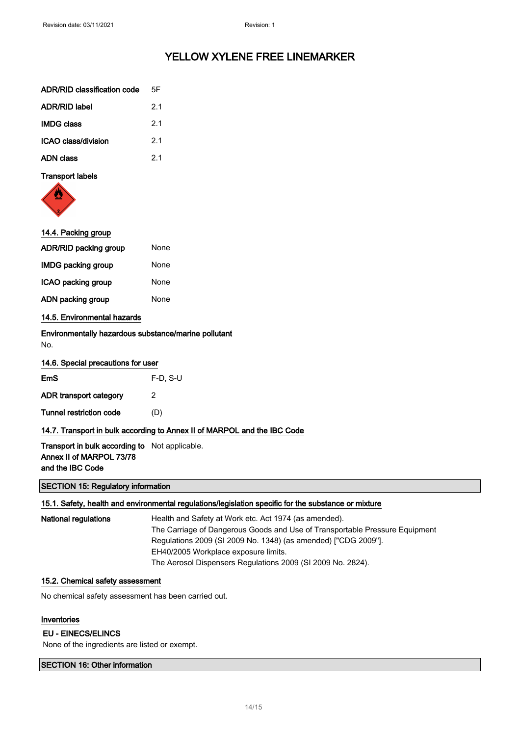# YELLOW XYLENE FREE LINEMARKER

| | |
|---|---|
| **ADR/RID classification code** | 5F |
| **ADR/RID label** | 2.1 |
| **IMDG class** | 2.1 |
| **ICAO class/division** | 2.1 |
| **ADN class** | 2.1 |

**Transport labels**

### 14.4. Packing group

| | |
|---|---|
| **ADR/RID packing group** | None |
| **IMDG packing group** | None |
| **ICAO packing group** | None |
| **ADN packing group** | None |

### 14.5. Environmental hazards

**Environmentally hazardous substance/marine pollutant**

No.

### 14.6. Special precautions for user

| | |
|---|---|
| **EmS** | F-D, S-U |
| **ADR transport category** | 2 |
| **Tunnel restriction code** | (D) |

### 14.7. Transport in bulk according to Annex II of MARPOL and the IBC Code

| | |
|---|---|
| **Transport in bulk according to Annex II of MARPOL 73/78 and the IBC Code** | Not applicable. |

## SECTION 15: Regulatory information

### 15.1. Safety, health and environmental regulations/legislation specific for the substance or mixture

**National regulations**

Health and Safety at Work etc. Act 1974 (as amended).
The Carriage of Dangerous Goods and Use of Transportable Pressure Equipment Regulations 2009 (SI 2009 No. 1348) (as amended) ["CDG 2009"].
EH40/2005 Workplace exposure limits.
The Aerosol Dispensers Regulations 2009 (SI 2009 No. 2824).

### 15.2. Chemical safety assessment

No chemical safety assessment has been carried out.

### Inventories

**EU - EINECS/ELINCS**

None of the ingredients are listed or exempt.

## SECTION 16: Other information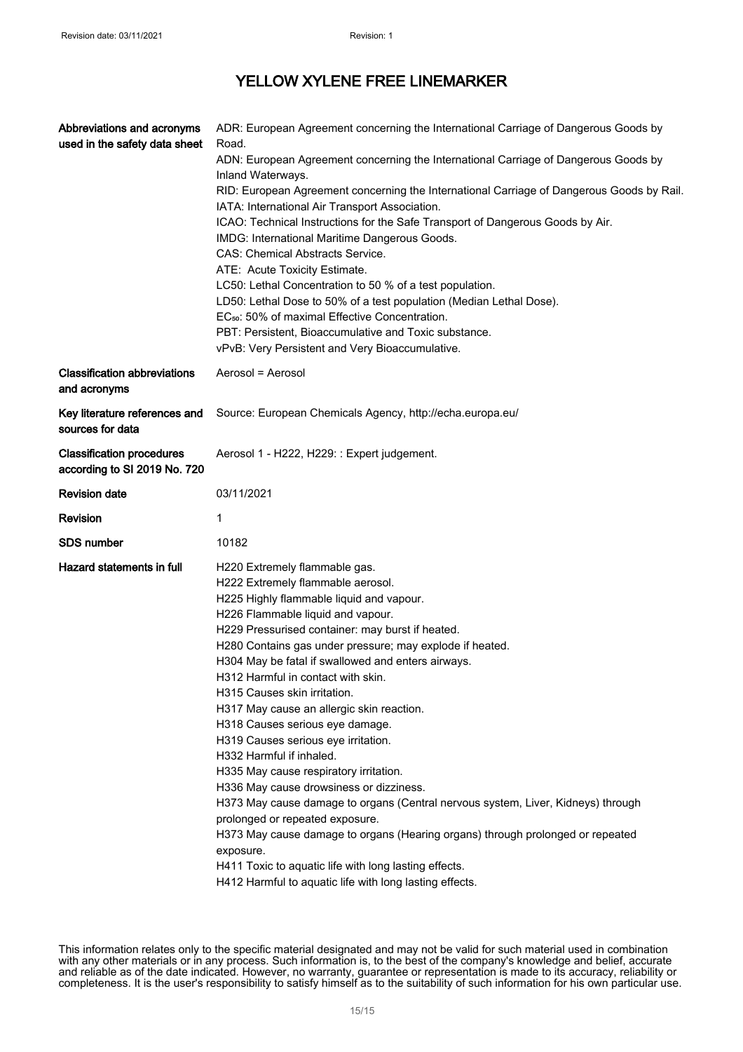# YELLOW XYLENE FREE LINEMARKER

| | |
|---|---|
| **Abbreviations and acronyms used in the safety data sheet** | ADR: European Agreement concerning the International Carriage of Dangerous Goods by Road.<br>ADN: European Agreement concerning the International Carriage of Dangerous Goods by Inland Waterways.<br>RID: European Agreement concerning the International Carriage of Dangerous Goods by Rail.<br>IATA: International Air Transport Association.<br>ICAO: Technical Instructions for the Safe Transport of Dangerous Goods by Air.<br>IMDG: International Maritime Dangerous Goods.<br>CAS: Chemical Abstracts Service.<br>ATE: Acute Toxicity Estimate.<br>LC50: Lethal Concentration to 50 % of a test population.<br>LD50: Lethal Dose to 50% of a test population (Median Lethal Dose).<br>$EC_{50}$: 50% of maximal Effective Concentration.<br>PBT: Persistent, Bioaccumulative and Toxic substance.<br>vPvB: Very Persistent and Very Bioaccumulative. |
| **Classification abbreviations and acronyms** | Aerosol = Aerosol |
| **Key literature references and sources for data** | Source: European Chemicals Agency, http://echa.europa.eu/ |
| **Classification procedures according to SI 2019 No. 720** | Aerosol 1 - H222, H229: : Expert judgement. |
| **Revision date** | 03/11/2021 |
| **Revision** | 1 |
| **SDS number** | 10182 |
| **Hazard statements in full** | H220 Extremely flammable gas.<br>H222 Extremely flammable aerosol.<br>H225 Highly flammable liquid and vapour.<br>H226 Flammable liquid and vapour.<br>H229 Pressurised container: may burst if heated.<br>H280 Contains gas under pressure; may explode if heated.<br>H304 May be fatal if swallowed and enters airways.<br>H312 Harmful in contact with skin.<br>H315 Causes skin irritation.<br>H317 May cause an allergic skin reaction.<br>H318 Causes serious eye damage.<br>H319 Causes serious eye irritation.<br>H332 Harmful if inhaled.<br>H335 May cause respiratory irritation.<br>H336 May cause drowsiness or dizziness.<br>H373 May cause damage to organs (Central nervous system, Liver, Kidneys) through prolonged or repeated exposure.<br>H373 May cause damage to organs (Hearing organs) through prolonged or repeated exposure.<br>H411 Toxic to aquatic life with long lasting effects.<br>H412 Harmful to aquatic life with long lasting effects. |

This information relates only to the specific material designated and may not be valid for such material used in combination with any other materials or in any process. Such information is, to the best of the company's knowledge and belief, accurate and reliable as of the date indicated. However, no warranty, guarantee or representation is made to its accuracy, reliability or completeness. It is the user's responsibility to satisfy himself as to the suitability of such information for his own particular use.